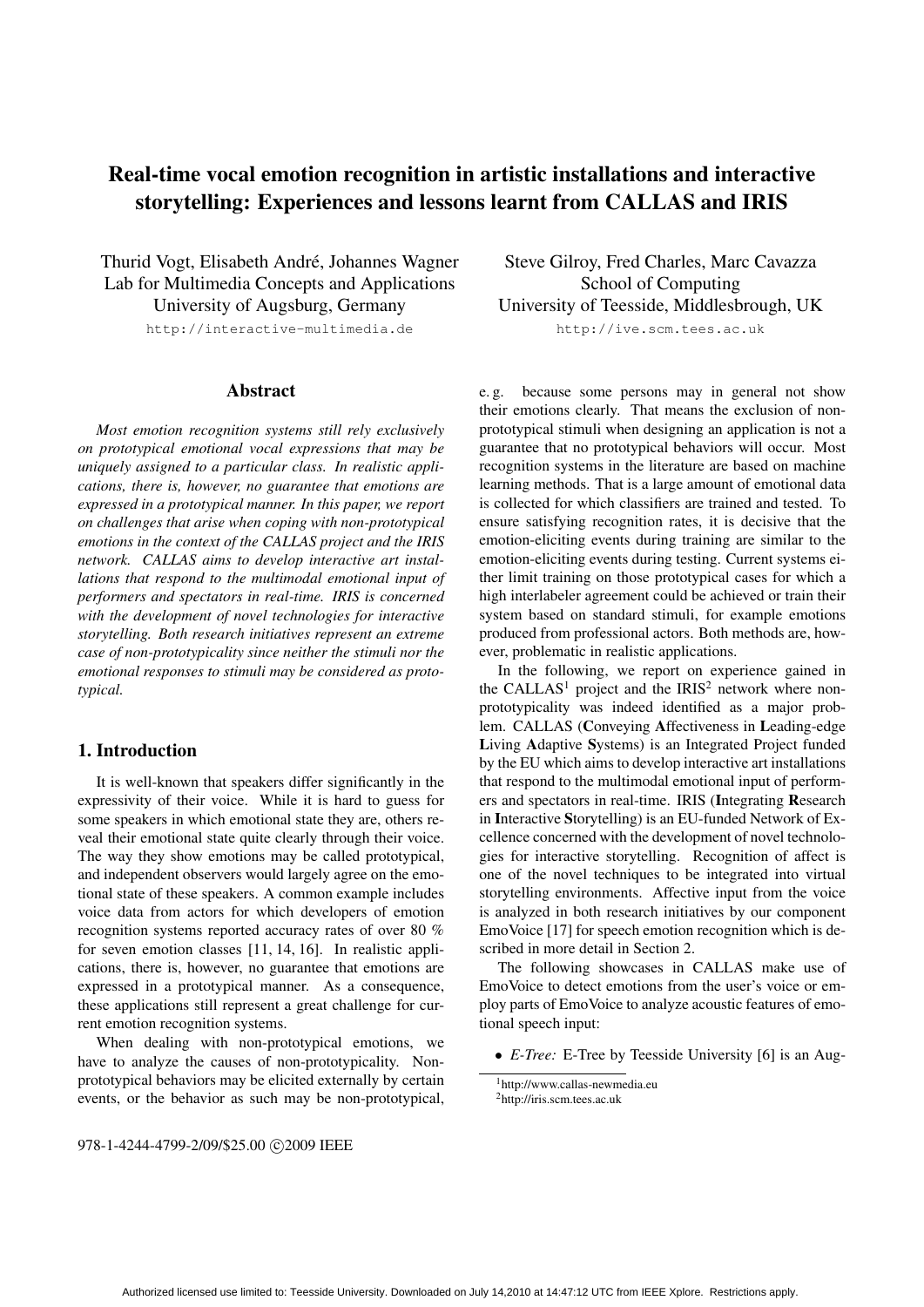# Real-time vocal emotion recognition in artistic installations and interactive storytelling: Experiences and lessons learnt from CALLAS and IRIS

Thurid Vogt, Elisabeth André, Johannes Wagner
Lab for Multimedia Concepts and Applications
University of Augsburg, Germany
http://interactive-multimedia.de

Steve Gilroy, Fred Charles, Marc Cavazza
School of Computing
University of Teesside, Middlesbrough, UK
http://ive.scm.tees.ac.uk

## Abstract

*Most emotion recognition systems still rely exclusively on prototypical emotional vocal expressions that may be uniquely assigned to a particular class. In realistic applications, there is, however, no guarantee that emotions are expressed in a prototypical manner. In this paper, we report on challenges that arise when coping with non-prototypical emotions in the context of the CALLAS project and the IRIS network. CALLAS aims to develop interactive art installations that respond to the multimodal emotional input of performers and spectators in real-time. IRIS is concerned with the development of novel technologies for interactive storytelling. Both research initiatives represent an extreme case of non-prototypicality since neither the stimuli nor the emotional responses to stimuli may be considered as prototypical.*

## 1. Introduction

It is well-known that speakers differ significantly in the expressivity of their voice. While it is hard to guess for some speakers in which emotional state they are, others reveal their emotional state quite clearly through their voice. The way they show emotions may be called prototypical, and independent observers would largely agree on the emotional state of these speakers. A common example includes voice data from actors for which developers of emotion recognition systems reported accuracy rates of over 80 % for seven emotion classes [11, 14, 16]. In realistic applications, there is, however, no guarantee that emotions are expressed in a prototypical manner. As a consequence, these applications still represent a great challenge for current emotion recognition systems.

When dealing with non-prototypical emotions, we have to analyze the causes of non-prototypicality. Non-prototypical behaviors may be elicited externally by certain events, or the behavior as such may be non-prototypical, e. g. because some persons may in general not show their emotions clearly. That means the exclusion of non-prototypical stimuli when designing an application is not a guarantee that no prototypical behaviors will occur. Most recognition systems in the literature are based on machine learning methods. That is a large amount of emotional data is collected for which classifiers are trained and tested. To ensure satisfying recognition rates, it is decisive that the emotion-eliciting events during training are similar to the emotion-eliciting events during testing. Current systems either limit training on those prototypical cases for which a high interlabeler agreement could be achieved or train their system based on standard stimuli, for example emotions produced from professional actors. Both methods are, however, problematic in realistic applications.

In the following, we report on experience gained in the CALLAS[1] project and the IRIS[2] network where non-prototypicality was indeed identified as a major problem. CALLAS (**C**onveying **A**ffectiveness in **L**eading-edge **L**iving **A**daptive **S**ystems) is an Integrated Project funded by the EU which aims to develop interactive art installations that respond to the multimodal emotional input of performers and spectators in real-time. IRIS (**I**ntegrating **R**esearch in **I**nteractive **S**torytelling) is an EU-funded Network of Excellence concerned with the development of novel technologies for interactive storytelling. Recognition of affect is one of the novel techniques to be integrated into virtual storytelling environments. Affective input from the voice is analyzed in both research initiatives by our component EmoVoice [17] for speech emotion recognition which is described in more detail in Section 2.

The following showcases in CALLAS make use of EmoVoice to detect emotions from the user's voice or employ parts of EmoVoice to analyze acoustic features of emotional speech input:

- *E-Tree:* E-Tree by Teesside University [6] is an Aug-

[1] http://www.callas-newmedia.eu
[2] http://iris.scm.tees.ac.uk

978-1-4244-4799-2/09/$25.00 ©2009 IEEE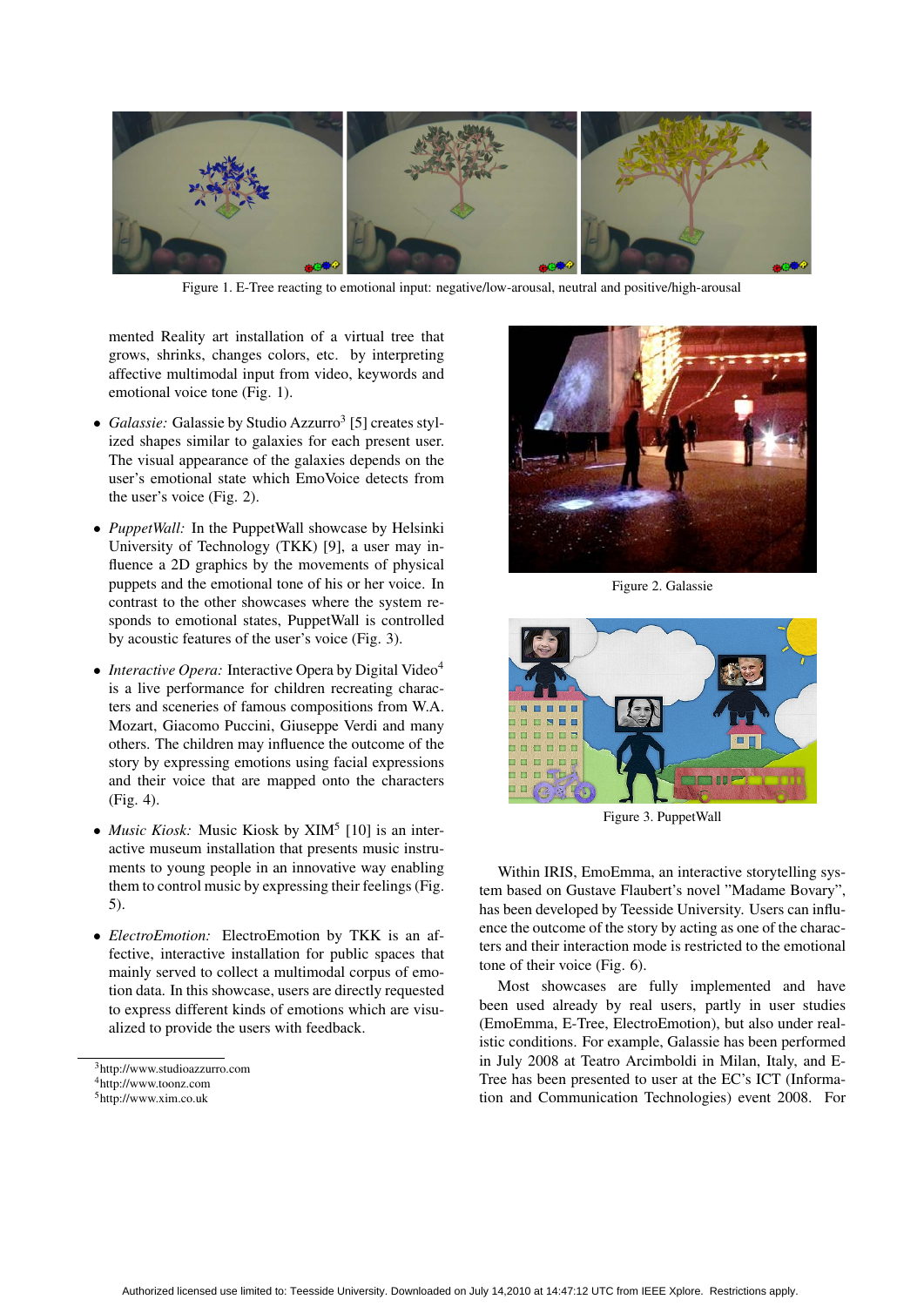Figure 1. E-Tree reacting to emotional input: negative/low-arousal, neutral and positive/high-arousal

mented Reality art installation of a virtual tree that grows, shrinks, changes colors, etc. by interpreting affective multimodal input from video, keywords and emotional voice tone (Fig. 1).

- *Galassie:* Galassie by Studio Azzurro[3] [5] creates stylized shapes similar to galaxies for each present user. The visual appearance of the galaxies depends on the user's emotional state which EmoVoice detects from the user's voice (Fig. 2).
- *PuppetWall:* In the PuppetWall showcase by Helsinki University of Technology (TKK) [9], a user may influence a 2D graphics by the movements of physical puppets and the emotional tone of his or her voice. In contrast to the other showcases where the system responds to emotional states, PuppetWall is controlled by acoustic features of the user's voice (Fig. 3).
- *Interactive Opera:* Interactive Opera by Digital Video[4] is a live performance for children recreating characters and sceneries of famous compositions from W.A. Mozart, Giacomo Puccini, Giuseppe Verdi and many others. The children may influence the outcome of the story by expressing emotions using facial expressions and their voice that are mapped onto the characters (Fig. 4).
- *Music Kiosk:* Music Kiosk by XIM[5] [10] is an interactive museum installation that presents music instruments to young people in an innovative way enabling them to control music by expressing their feelings (Fig. 5).
- *ElectroEmotion:* ElectroEmotion by TKK is an affective, interactive installation for public spaces that mainly served to collect a multimodal corpus of emotion data. In this showcase, users are directly requested to express different kinds of emotions which are visualized to provide the users with feedback.

[3]http://www.studioazzurro.com
[4]http://www.toonz.com
[5]http://www.xim.co.uk

Figure 2. Galassie

Figure 3. PuppetWall

Within IRIS, EmoEmma, an interactive storytelling system based on Gustave Flaubert's novel "Madame Bovary", has been developed by Teesside University. Users can influence the outcome of the story by acting as one of the characters and their interaction mode is restricted to the emotional tone of their voice (Fig. 6).

Most showcases are fully implemented and have been used already by real users, partly in user studies (EmoEmma, E-Tree, ElectroEmotion), but also under realistic conditions. For example, Galassie has been performed in July 2008 at Teatro Arcimboldi in Milan, Italy, and E-Tree has been presented to user at the EC's ICT (Information and Communication Technologies) event 2008. For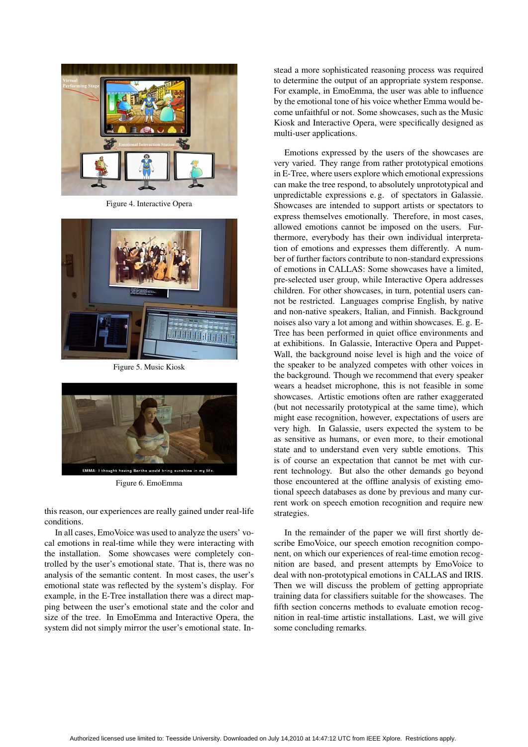Figure 4. Interactive Opera

Figure 5. Music Kiosk

Figure 6. EmoEmma

this reason, our experiences are really gained under real-life conditions.

In all cases, EmoVoice was used to analyze the users' vocal emotions in real-time while they were interacting with the installation. Some showcases were completely controlled by the user's emotional state. That is, there was no analysis of the semantic content. In most cases, the user's emotional state was reflected by the system's display. For example, in the E-Tree installation there was a direct mapping between the user's emotional state and the color and size of the tree. In EmoEmma and Interactive Opera, the system did not simply mirror the user's emotional state. Instead a more sophisticated reasoning process was required to determine the output of an appropriate system response. For example, in EmoEmma, the user was able to influence by the emotional tone of his voice whether Emma would become unfaithful or not. Some showcases, such as the Music Kiosk and Interactive Opera, were specifically designed as multi-user applications.

Emotions expressed by the users of the showcases are very varied. They range from rather prototypical emotions in E-Tree, where users explore which emotional expressions can make the tree respond, to absolutely unprototypical and unpredictable expressions e. g. of spectators in Galassie. Showcases are intended to support artists or spectators to express themselves emotionally. Therefore, in most cases, allowed emotions cannot be imposed on the users. Furthermore, everybody has their own individual interpretation of emotions and expresses them differently. A number of further factors contribute to non-standard expressions of emotions in CALLAS: Some showcases have a limited, pre-selected user group, while Interactive Opera addresses children. For other showcases, in turn, potential users cannot be restricted. Languages comprise English, by native and non-native speakers, Italian, and Finnish. Background noises also vary a lot among and within showcases. E. g. E-Tree has been performed in quiet office environments and at exhibitions. In Galassie, Interactive Opera and PuppetWall, the background noise level is high and the voice of the speaker to be analyzed competes with other voices in the background. Though we recommend that every speaker wears a headset microphone, this is not feasible in some showcases. Artistic emotions often are rather exaggerated (but not necessarily prototypical at the same time), which might ease recognition, however, expectations of users are very high. In Galassie, users expected the system to be as sensitive as humans, or even more, to their emotional state and to understand even very subtle emotions. This is of course an expectation that cannot be met with current technology. But also the other demands go beyond those encountered at the offline analysis of existing emotional speech databases as done by previous and many current work on speech emotion recognition and require new strategies.

In the remainder of the paper we will first shortly describe EmoVoice, our speech emotion recognition component, on which our experiences of real-time emotion recognition are based, and present attempts by EmoVoice to deal with non-prototypical emotions in CALLAS and IRIS. Then we will discuss the problem of getting appropriate training data for classifiers suitable for the showcases. The fifth section concerns methods to evaluate emotion recognition in real-time artistic installations. Last, we will give some concluding remarks.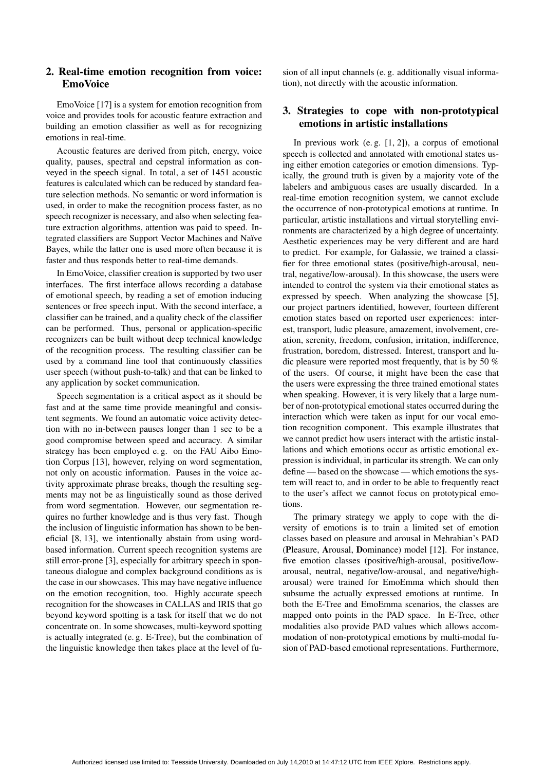## 2. Real-time emotion recognition from voice: EmoVoice

EmoVoice [17] is a system for emotion recognition from voice and provides tools for acoustic feature extraction and building an emotion classifier as well as for recognizing emotions in real-time.

Acoustic features are derived from pitch, energy, voice quality, pauses, spectral and cepstral information as conveyed in the speech signal. In total, a set of 1451 acoustic features is calculated which can be reduced by standard feature selection methods. No semantic or word information is used, in order to make the recognition process faster, as no speech recognizer is necessary, and also when selecting feature extraction algorithms, attention was paid to speed. Integrated classifiers are Support Vector Machines and Naïve Bayes, while the latter one is used more often because it is faster and thus responds better to real-time demands.

In EmoVoice, classifier creation is supported by two user interfaces. The first interface allows recording a database of emotional speech, by reading a set of emotion inducing sentences or free speech input. With the second interface, a classifier can be trained, and a quality check of the classifier can be performed. Thus, personal or application-specific recognizers can be built without deep technical knowledge of the recognition process. The resulting classifier can be used by a command line tool that continuously classifies user speech (without push-to-talk) and that can be linked to any application by socket communication.

Speech segmentation is a critical aspect as it should be fast and at the same time provide meaningful and consistent segments. We found an automatic voice activity detection with no in-between pauses longer than 1 sec to be a good compromise between speed and accuracy. A similar strategy has been employed e. g. on the FAU Aibo Emotion Corpus [13], however, relying on word segmentation, not only on acoustic information. Pauses in the voice activity approximate phrase breaks, though the resulting segments may not be as linguistically sound as those derived from word segmentation. However, our segmentation requires no further knowledge and is thus very fast. Though the inclusion of linguistic information has shown to be beneficial [8, 13], we intentionally abstain from using word-based information. Current speech recognition systems are still error-prone [3], especially for arbitrary speech in spontaneous dialogue and complex background conditions as is the case in our showcases. This may have negative influence on the emotion recognition, too. Highly accurate speech recognition for the showcases in CALLAS and IRIS that go beyond keyword spotting is a task for itself that we do not concentrate on. In some showcases, multi-keyword spotting is actually integrated (e. g. E-Tree), but the combination of the linguistic knowledge then takes place at the level of fusion of all input channels (e. g. additionally visual information), not directly with the acoustic information.

## 3. Strategies to cope with non-prototypical emotions in artistic installations

In previous work (e. g. [1, 2]), a corpus of emotional speech is collected and annotated with emotional states using either emotion categories or emotion dimensions. Typically, the ground truth is given by a majority vote of the labelers and ambiguous cases are usually discarded. In a real-time emotion recognition system, we cannot exclude the occurrence of non-prototypical emotions at runtime. In particular, artistic installations and virtual storytelling environments are characterized by a high degree of uncertainty. Aesthetic experiences may be very different and are hard to predict. For example, for Galassie, we trained a classifier for three emotional states (positive/high-arousal, neutral, negative/low-arousal). In this showcase, the users were intended to control the system via their emotional states as expressed by speech. When analyzing the showcase [5], our project partners identified, however, fourteen different emotion states based on reported user experiences: interest, transport, ludic pleasure, amazement, involvement, creation, serenity, freedom, confusion, irritation, indifference, frustration, boredom, distressed. Interest, transport and ludic pleasure were reported most frequently, that is by 50 % of the users. Of course, it might have been the case that the users were expressing the three trained emotional states when speaking. However, it is very likely that a large number of non-prototypical emotional states occurred during the interaction which were taken as input for our vocal emotion recognition component. This example illustrates that we cannot predict how users interact with the artistic installations and which emotions occur as artistic emotional expression is individual, in particular its strength. We can only define — based on the showcase — which emotions the system will react to, and in order to be able to frequently react to the user's affect we cannot focus on prototypical emotions.

The primary strategy we apply to cope with the diversity of emotions is to train a limited set of emotion classes based on pleasure and arousal in Mehrabian's PAD (**P**leasure, **A**rousal, **D**ominance) model [12]. For instance, five emotion classes (positive/high-arousal, positive/low-arousal, neutral, negative/low-arousal, and negative/high-arousal) were trained for EmoEmma which should then subsume the actually expressed emotions at runtime. In both the E-Tree and EmoEmma scenarios, the classes are mapped onto points in the PAD space. In E-Tree, other modalities also provide PAD values which allows accommodation of non-prototypical emotions by multi-modal fusion of PAD-based emotional representations. Furthermore,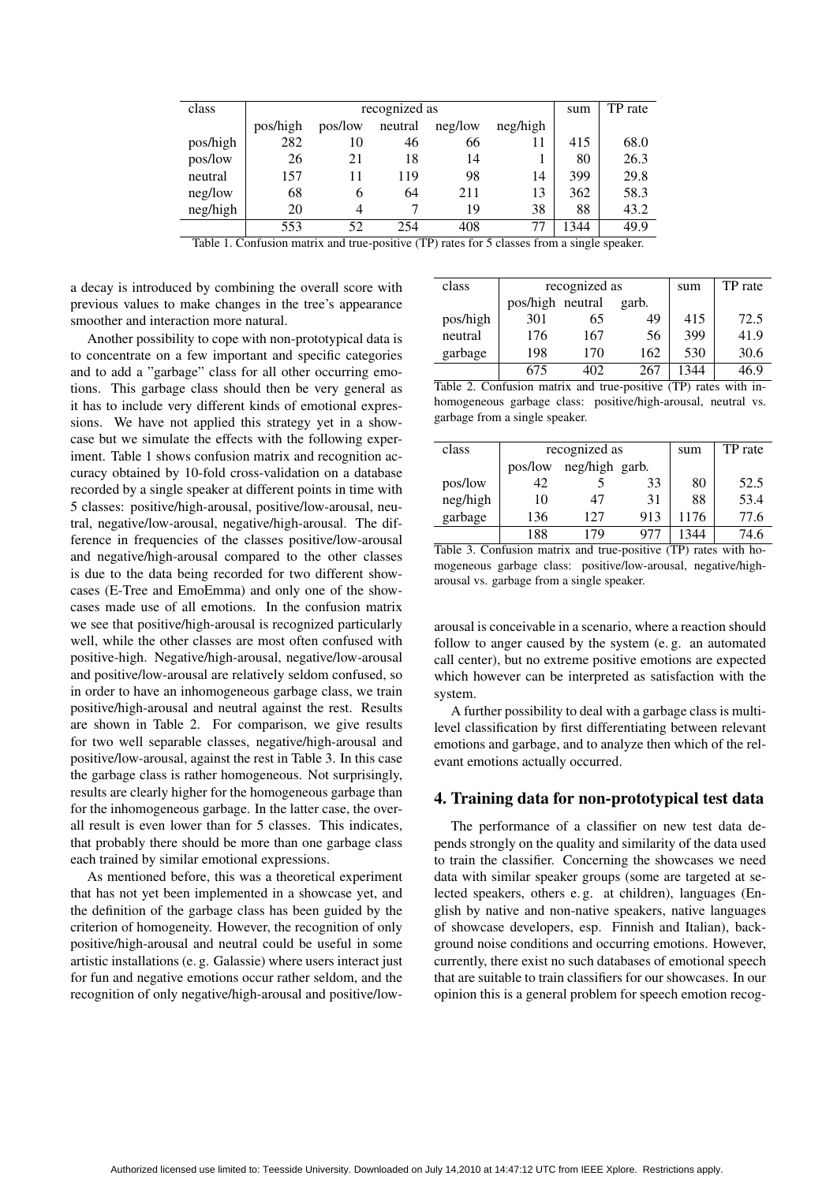| class | recognized as | | | | | sum | TP rate |
|---|---|---|---|---|---|---|---|
| | pos/high | pos/low | neutral | neg/low | neg/high | | |
| pos/high | 282 | 10 | 46 | 66 | 11 | 415 | 68.0 |
| pos/low | 26 | 21 | 18 | 14 | 1 | 80 | 26.3 |
| neutral | 157 | 11 | 119 | 98 | 14 | 399 | 29.8 |
| neg/low | 68 | 6 | 64 | 211 | 13 | 362 | 58.3 |
| neg/high | 20 | 4 | 7 | 19 | 38 | 88 | 43.2 |
| | 553 | 52 | 254 | 408 | 77 | 1344 | 49.9 |

Table 1. Confusion matrix and true-positive (TP) rates for 5 classes from a single speaker.

a decay is introduced by combining the overall score with previous values to make changes in the tree's appearance smoother and interaction more natural.

Another possibility to cope with non-prototypical data is to concentrate on a few important and specific categories and to add a "garbage" class for all other occurring emotions. This garbage class should then be very general as it has to include very different kinds of emotional expressions. We have not applied this strategy yet in a showcase but we simulate the effects with the following experiment. Table 1 shows confusion matrix and recognition accuracy obtained by 10-fold cross-validation on a database recorded by a single speaker at different points in time with 5 classes: positive/high-arousal, positive/low-arousal, neutral, negative/low-arousal, negative/high-arousal. The difference in frequencies of the classes positive/low-arousal and negative/high-arousal compared to the other classes is due to the data being recorded for two different showcases (E-Tree and EmoEmma) and only one of the showcases made use of all emotions. In the confusion matrix we see that positive/high-arousal is recognized particularly well, while the other classes are most often confused with positive-high. Negative/high-arousal, negative/low-arousal and positive/low-arousal are relatively seldom confused, so in order to have an inhomogeneous garbage class, we train positive/high-arousal and neutral against the rest. Results are shown in Table 2. For comparison, we give results for two well separable classes, negative/high-arousal and positive/low-arousal, against the rest in Table 3. In this case the garbage class is rather homogeneous. Not surprisingly, results are clearly higher for the homogeneous garbage than for the inhomogeneous garbage. In the latter case, the overall result is even lower than for 5 classes. This indicates, that probably there should be more than one garbage class each trained by similar emotional expressions.

As mentioned before, this was a theoretical experiment that has not yet been implemented in a showcase yet, and the definition of the garbage class has been guided by the criterion of homogeneity. However, the recognition of only positive/high-arousal and neutral could be useful in some artistic installations (e. g. Galassie) where users interact just for fun and negative emotions occur rather seldom, and the recognition of only negative/high-arousal and positive/low-arousal is conceivable in a scenario, where a reaction should follow to anger caused by the system (e. g. an automated call center), but no extreme positive emotions are expected which however can be interpreted as satisfaction with the system.

| class | recognized as | | | sum | TP rate |
|---|---|---|---|---|---|
| | pos/high | neutral | garb. | | |
| pos/high | 301 | 65 | 49 | 415 | 72.5 |
| neutral | 176 | 167 | 56 | 399 | 41.9 |
| garbage | 198 | 170 | 162 | 530 | 30.6 |
| | 675 | 402 | 267 | 1344 | 46.9 |

Table 2. Confusion matrix and true-positive (TP) rates with inhomogeneous garbage class: positive/high-arousal, neutral vs. garbage from a single speaker.

| class | recognized as | | | sum | TP rate |
|---|---|---|---|---|---|
| | pos/low | neg/high | garb. | | |
| pos/low | 42 | 5 | 33 | 80 | 52.5 |
| neg/high | 10 | 47 | 31 | 88 | 53.4 |
| garbage | 136 | 127 | 913 | 1176 | 77.6 |
| | 188 | 179 | 977 | 1344 | 74.6 |

Table 3. Confusion matrix and true-positive (TP) rates with homogeneous garbage class: positive/low-arousal, negative/high-arousal vs. garbage from a single speaker.

A further possibility to deal with a garbage class is multi-level classification by first differentiating between relevant emotions and garbage, and to analyze then which of the relevant emotions actually occurred.

## 4. Training data for non-prototypical test data

The performance of a classifier on new test data depends strongly on the quality and similarity of the data used to train the classifier. Concerning the showcases we need data with similar speaker groups (some are targeted at selected speakers, others e. g. at children), languages (English by native and non-native speakers, native languages of showcase developers, esp. Finnish and Italian), background noise conditions and occurring emotions. However, currently, there exist no such databases of emotional speech that are suitable to train classifiers for our showcases. In our opinion this is a general problem for speech emotion recog-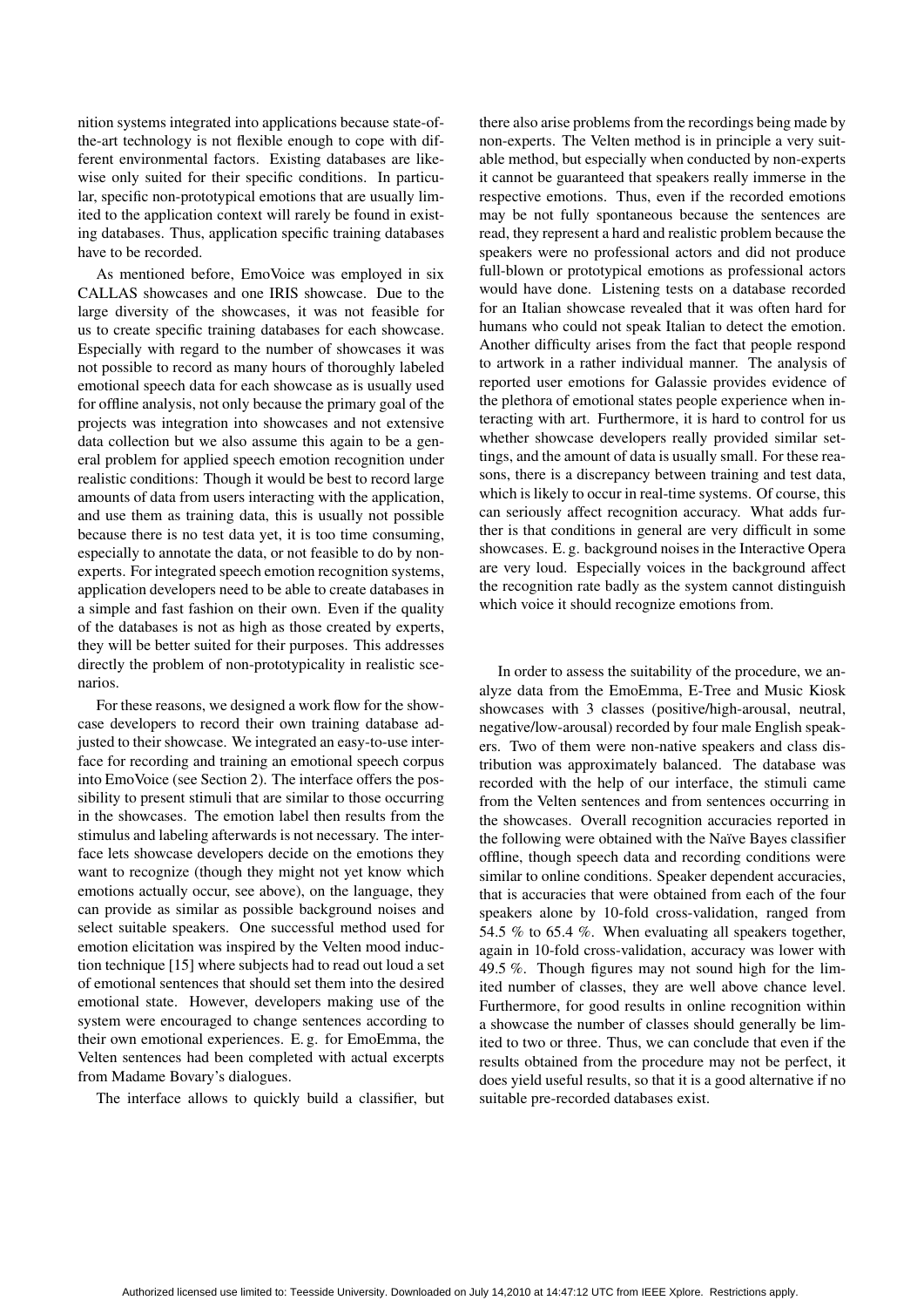nition systems integrated into applications because state-of-the-art technology is not flexible enough to cope with different environmental factors. Existing databases are likewise only suited for their specific conditions. In particular, specific non-prototypical emotions that are usually limited to the application context will rarely be found in existing databases. Thus, application specific training databases have to be recorded.

As mentioned before, EmoVoice was employed in six CALLAS showcases and one IRIS showcase. Due to the large diversity of the showcases, it was not feasible for us to create specific training databases for each showcase. Especially with regard to the number of showcases it was not possible to record as many hours of thoroughly labeled emotional speech data for each showcase as is usually used for offline analysis, not only because the primary goal of the projects was integration into showcases and not extensive data collection but we also assume this again to be a general problem for applied speech emotion recognition under realistic conditions: Though it would be best to record large amounts of data from users interacting with the application, and use them as training data, this is usually not possible because there is no test data yet, it is too time consuming, especially to annotate the data, or not feasible to do by non-experts. For integrated speech emotion recognition systems, application developers need to be able to create databases in a simple and fast fashion on their own. Even if the quality of the databases is not as high as those created by experts, they will be better suited for their purposes. This addresses directly the problem of non-prototypicality in realistic scenarios.

For these reasons, we designed a work flow for the showcase developers to record their own training database adjusted to their showcase. We integrated an easy-to-use interface for recording and training an emotional speech corpus into EmoVoice (see Section 2). The interface offers the possibility to present stimuli that are similar to those occurring in the showcases. The emotion label then results from the stimulus and labeling afterwards is not necessary. The interface lets showcase developers decide on the emotions they want to recognize (though they might not yet know which emotions actually occur, see above), on the language, they can provide as similar as possible background noises and select suitable speakers. One successful method used for emotion elicitation was inspired by the Velten mood induction technique [15] where subjects had to read out loud a set of emotional sentences that should set them into the desired emotional state. However, developers making use of the system were encouraged to change sentences according to their own emotional experiences. E. g. for EmoEmma, the Velten sentences had been completed with actual excerpts from Madame Bovary's dialogues.

The interface allows to quickly build a classifier, but there also arise problems from the recordings being made by non-experts. The Velten method is in principle a very suitable method, but especially when conducted by non-experts it cannot be guaranteed that speakers really immerse in the respective emotions. Thus, even if the recorded emotions may be not fully spontaneous because the sentences are read, they represent a hard and realistic problem because the speakers were no professional actors and did not produce full-blown or prototypical emotions as professional actors would have done. Listening tests on a database recorded for an Italian showcase revealed that it was often hard for humans who could not speak Italian to detect the emotion. Another difficulty arises from the fact that people respond to artwork in a rather individual manner. The analysis of reported user emotions for Galassie provides evidence of the plethora of emotional states people experience when interacting with art. Furthermore, it is hard to control for us whether showcase developers really provided similar settings, and the amount of data is usually small. For these reasons, there is a discrepancy between training and test data, which is likely to occur in real-time systems. Of course, this can seriously affect recognition accuracy. What adds further is that conditions in general are very difficult in some showcases. E. g. background noises in the Interactive Opera are very loud. Especially voices in the background affect the recognition rate badly as the system cannot distinguish which voice it should recognize emotions from.

In order to assess the suitability of the procedure, we analyze data from the EmoEmma, E-Tree and Music Kiosk showcases with 3 classes (positive/high-arousal, neutral, negative/low-arousal) recorded by four male English speakers. Two of them were non-native speakers and class distribution was approximately balanced. The database was recorded with the help of our interface, the stimuli came from the Velten sentences and from sentences occurring in the showcases. Overall recognition accuracies reported in the following were obtained with the Naïve Bayes classifier offline, though speech data and recording conditions were similar to online conditions. Speaker dependent accuracies, that is accuracies that were obtained from each of the four speakers alone by 10-fold cross-validation, ranged from 54.5 % to 65.4 %. When evaluating all speakers together, again in 10-fold cross-validation, accuracy was lower with 49.5 %. Though figures may not sound high for the limited number of classes, they are well above chance level. Furthermore, for good results in online recognition within a showcase the number of classes should generally be limited to two or three. Thus, we can conclude that even if the results obtained from the procedure may not be perfect, it does yield useful results, so that it is a good alternative if no suitable pre-recorded databases exist.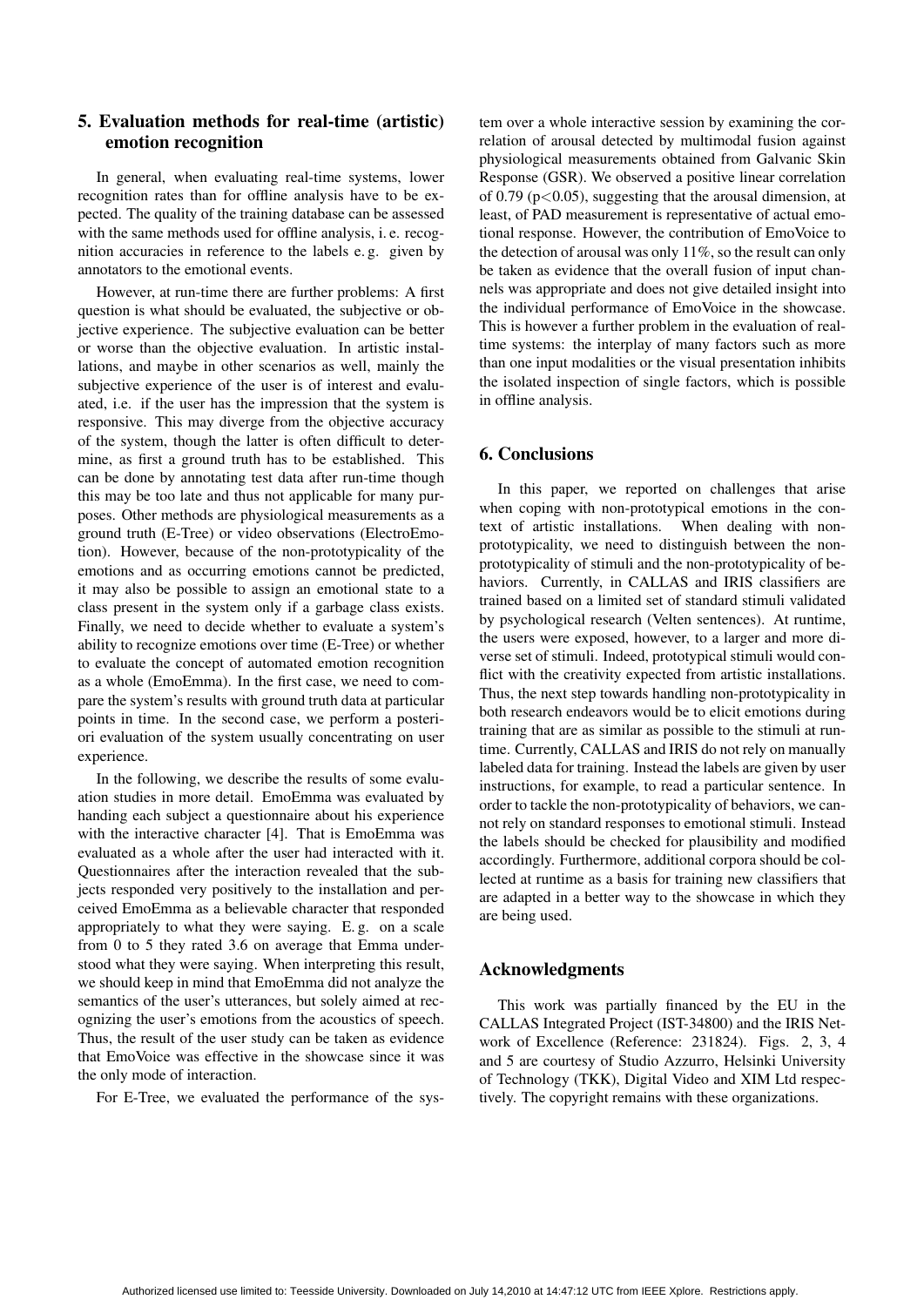## 5. Evaluation methods for real-time (artistic) emotion recognition

In general, when evaluating real-time systems, lower recognition rates than for offline analysis have to be expected. The quality of the training database can be assessed with the same methods used for offline analysis, i. e. recognition accuracies in reference to the labels e. g. given by annotators to the emotional events.

However, at run-time there are further problems: A first question is what should be evaluated, the subjective or objective experience. The subjective evaluation can be better or worse than the objective evaluation. In artistic installations, and maybe in other scenarios as well, mainly the subjective experience of the user is of interest and evaluated, i.e. if the user has the impression that the system is responsive. This may diverge from the objective accuracy of the system, though the latter is often difficult to determine, as first a ground truth has to be established. This can be done by annotating test data after run-time though this may be too late and thus not applicable for many purposes. Other methods are physiological measurements as a ground truth (E-Tree) or video observations (ElectroEmotion). However, because of the non-prototypicality of the emotions and as occurring emotions cannot be predicted, it may also be possible to assign an emotional state to a class present in the system only if a garbage class exists. Finally, we need to decide whether to evaluate a system's ability to recognize emotions over time (E-Tree) or whether to evaluate the concept of automated emotion recognition as a whole (EmoEmma). In the first case, we need to compare the system's results with ground truth data at particular points in time. In the second case, we perform a posteriori evaluation of the system usually concentrating on user experience.

In the following, we describe the results of some evaluation studies in more detail. EmoEmma was evaluated by handing each subject a questionnaire about his experience with the interactive character [4]. That is EmoEmma was evaluated as a whole after the user had interacted with it. Questionnaires after the interaction revealed that the subjects responded very positively to the installation and perceived EmoEmma as a believable character that responded appropriately to what they were saying. E. g. on a scale from 0 to 5 they rated 3.6 on average that Emma understood what they were saying. When interpreting this result, we should keep in mind that EmoEmma did not analyze the semantics of the user's utterances, but solely aimed at recognizing the user's emotions from the acoustics of speech. Thus, the result of the user study can be taken as evidence that EmoVoice was effective in the showcase since it was the only mode of interaction.

For E-Tree, we evaluated the performance of the system over a whole interactive session by examining the correlation of arousal detected by multimodal fusion against physiological measurements obtained from Galvanic Skin Response (GSR). We observed a positive linear correlation of 0.79 ($p<0.05$), suggesting that the arousal dimension, at least, of PAD measurement is representative of actual emotional response. However, the contribution of EmoVoice to the detection of arousal was only 11%, so the result can only be taken as evidence that the overall fusion of input channels was appropriate and does not give detailed insight into the individual performance of EmoVoice in the showcase. This is however a further problem in the evaluation of real-time systems: the interplay of many factors such as more than one input modalities or the visual presentation inhibits the isolated inspection of single factors, which is possible in offline analysis.

## 6. Conclusions

In this paper, we reported on challenges that arise when coping with non-prototypical emotions in the context of artistic installations. When dealing with non-prototypicality, we need to distinguish between the non-prototypicality of stimuli and the non-prototypicality of behaviors. Currently, in CALLAS and IRIS classifiers are trained based on a limited set of standard stimuli validated by psychological research (Velten sentences). At runtime, the users were exposed, however, to a larger and more diverse set of stimuli. Indeed, prototypical stimuli would conflict with the creativity expected from artistic installations. Thus, the next step towards handling non-prototypicality in both research endeavors would be to elicit emotions during training that are as similar as possible to the stimuli at runtime. Currently, CALLAS and IRIS do not rely on manually labeled data for training. Instead the labels are given by user instructions, for example, to read a particular sentence. In order to tackle the non-prototypicality of behaviors, we cannot rely on standard responses to emotional stimuli. Instead the labels should be checked for plausibility and modified accordingly. Furthermore, additional corpora should be collected at runtime as a basis for training new classifiers that are adapted in a better way to the showcase in which they are being used.

## Acknowledgments

This work was partially financed by the EU in the CALLAS Integrated Project (IST-34800) and the IRIS Network of Excellence (Reference: 231824). Figs. 2, 3, 4 and 5 are courtesy of Studio Azzurro, Helsinki University of Technology (TKK), Digital Video and XIM Ltd respectively. The copyright remains with these organizations.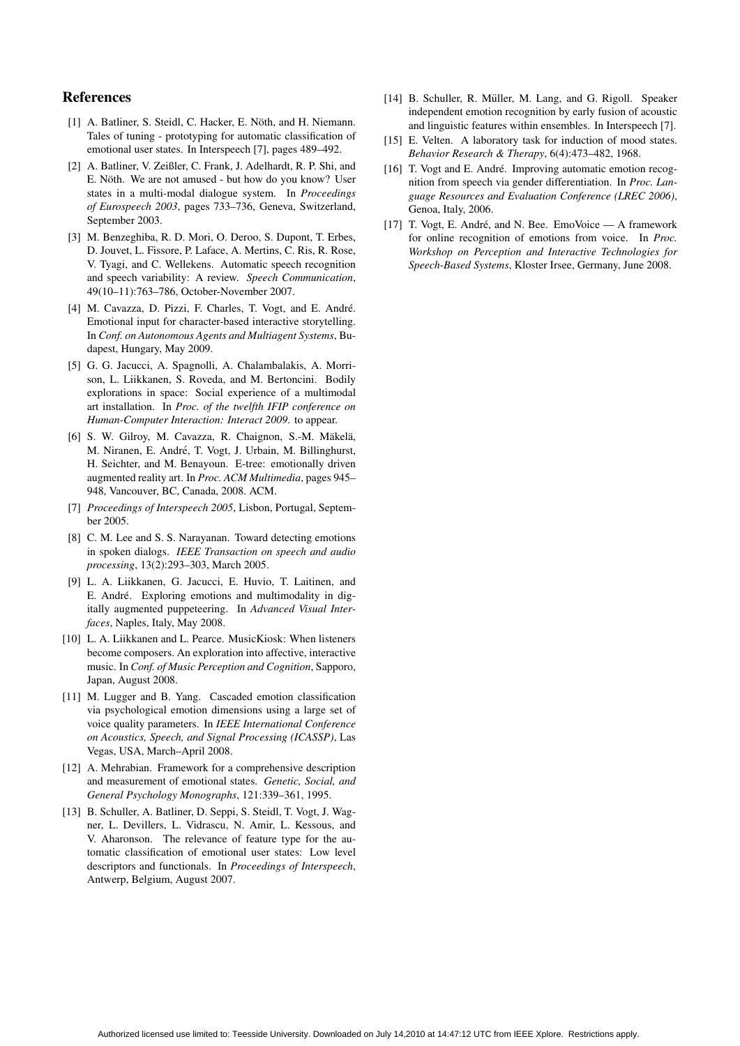## References

[1] A. Batliner, S. Steidl, C. Hacker, E. Nöth, and H. Niemann. Tales of tuning - prototyping for automatic classification of emotional user states. In Interspeech [7], pages 489–492.

[2] A. Batliner, V. Zeißler, C. Frank, J. Adelhardt, R. P. Shi, and E. Nöth. We are not amused - but how do you know? User states in a multi-modal dialogue system. In *Proceedings of Eurospeech 2003*, pages 733–736, Geneva, Switzerland, September 2003.

[3] M. Benzeghiba, R. D. Mori, O. Deroo, S. Dupont, T. Erbes, D. Jouvet, L. Fissore, P. Laface, A. Mertins, C. Ris, R. Rose, V. Tyagi, and C. Wellekens. Automatic speech recognition and speech variability: A review. *Speech Communication*, 49(10–11):763–786, October-November 2007.

[4] M. Cavazza, D. Pizzi, F. Charles, T. Vogt, and E. André. Emotional input for character-based interactive storytelling. In *Conf. on Autonomous Agents and Multiagent Systems*, Budapest, Hungary, May 2009.

[5] G. G. Jacucci, A. Spagnolli, A. Chalambalakis, A. Morrison, L. Liikkanen, S. Roveda, and M. Bertoncini. Bodily explorations in space: Social experience of a multimodal art installation. In *Proc. of the twelfth IFIP conference on Human-Computer Interaction: Interact 2009*. to appear.

[6] S. W. Gilroy, M. Cavazza, R. Chaignon, S.-M. Mäkelä, M. Niranen, E. André, T. Vogt, J. Urbain, M. Billinghurst, H. Seichter, and M. Benayoun. E-tree: emotionally driven augmented reality art. In *Proc. ACM Multimedia*, pages 945–948, Vancouver, BC, Canada, 2008. ACM.

[7] *Proceedings of Interspeech 2005*, Lisbon, Portugal, September 2005.

[8] C. M. Lee and S. S. Narayanan. Toward detecting emotions in spoken dialogs. *IEEE Transaction on speech and audio processing*, 13(2):293–303, March 2005.

[9] L. A. Liikkanen, G. Jacucci, E. Huvio, T. Laitinen, and E. André. Exploring emotions and multimodality in digitally augmented puppeteering. In *Advanced Visual Interfaces*, Naples, Italy, May 2008.

[10] L. A. Liikkanen and L. Pearce. MusicKiosk: When listeners become composers. An exploration into affective, interactive music. In *Conf. of Music Perception and Cognition*, Sapporo, Japan, August 2008.

[11] M. Lugger and B. Yang. Cascaded emotion classification via psychological emotion dimensions using a large set of voice quality parameters. In *IEEE International Conference on Acoustics, Speech, and Signal Processing (ICASSP)*, Las Vegas, USA, March–April 2008.

[12] A. Mehrabian. Framework for a comprehensive description and measurement of emotional states. *Genetic, Social, and General Psychology Monographs*, 121:339–361, 1995.

[13] B. Schuller, A. Batliner, D. Seppi, S. Steidl, T. Vogt, J. Wagner, L. Devillers, L. Vidrascu, N. Amir, L. Kessous, and V. Aharonson. The relevance of feature type for the automatic classification of emotional user states: Low level descriptors and functionals. In *Proceedings of Interspeech*, Antwerp, Belgium, August 2007.

[14] B. Schuller, R. Müller, M. Lang, and G. Rigoll. Speaker independent emotion recognition by early fusion of acoustic and linguistic features within ensembles. In Interspeech [7].

[15] E. Velten. A laboratory task for induction of mood states. *Behavior Research & Therapy*, 6(4):473–482, 1968.

[16] T. Vogt and E. André. Improving automatic emotion recognition from speech via gender differentiation. In *Proc. Language Resources and Evaluation Conference (LREC 2006)*, Genoa, Italy, 2006.

[17] T. Vogt, E. André, and N. Bee. EmoVoice — A framework for online recognition of emotions from voice. In *Proc. Workshop on Perception and Interactive Technologies for Speech-Based Systems*, Kloster Irsee, Germany, June 2008.